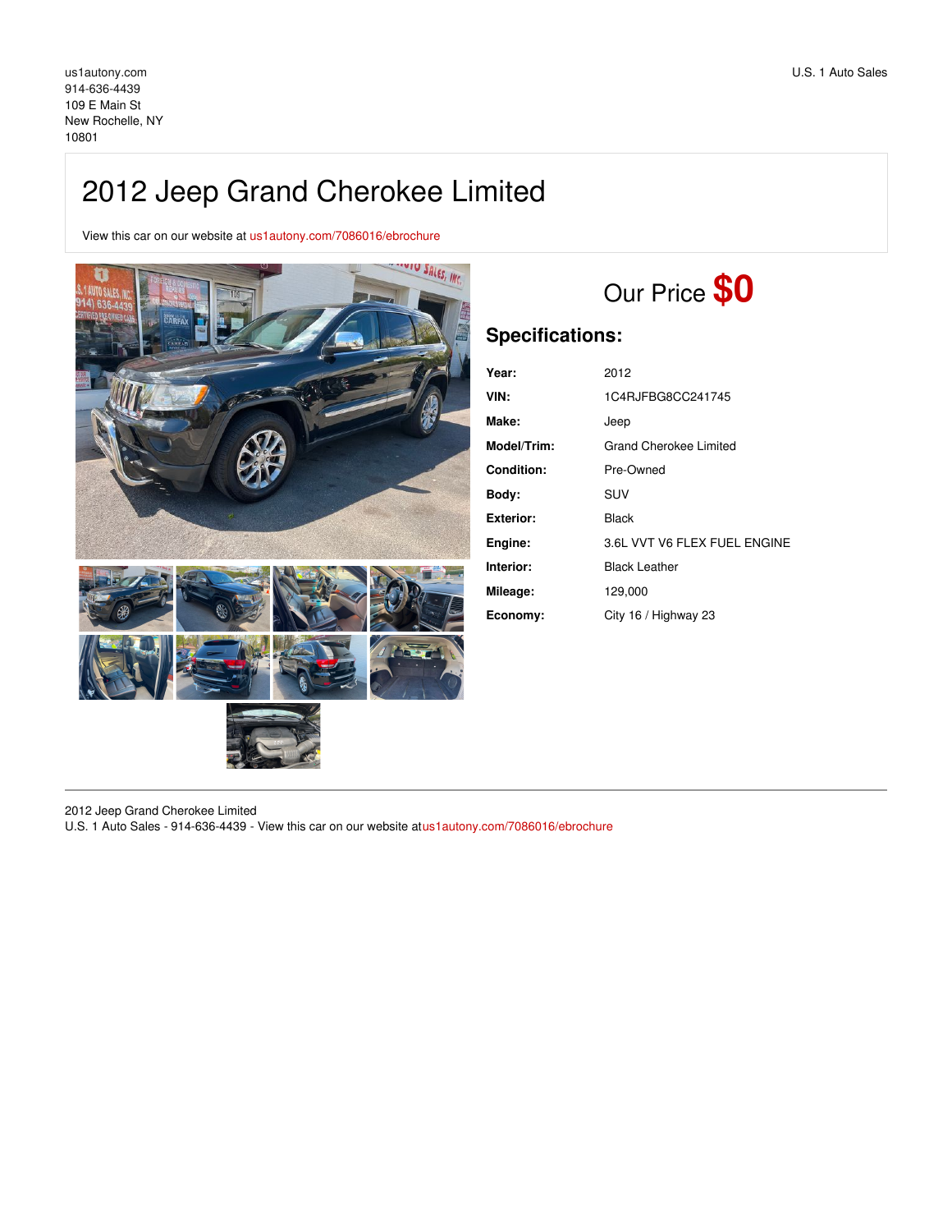us1autony.com
914-636-4439
109 E Main St
New Rochelle, NY
10801

U.S. 1 Auto Sales

# 2012 Jeep Grand Cherokee Limited

View this car on our website at us1autony.com/7086016/ebrochure

Our Price **$0**

## Specifications:

| | |
|---|---|
| **Year:** | 2012 |
| **VIN:** | 1C4RJFBG8CC241745 |
| **Make:** | Jeep |
| **Model/Trim:** | Grand Cherokee Limited |
| **Condition:** | Pre-Owned |
| **Body:** | SUV |
| **Exterior:** | Black |
| **Engine:** | 3.6L VVT V6 FLEX FUEL ENGINE |
| **Interior:** | Black Leather |
| **Mileage:** | 129,000 |
| **Economy:** | City 16 / Highway 23 |

2012 Jeep Grand Cherokee Limited
U.S. 1 Auto Sales - 914-636-4439 - View this car on our website at us1autony.com/7086016/ebrochure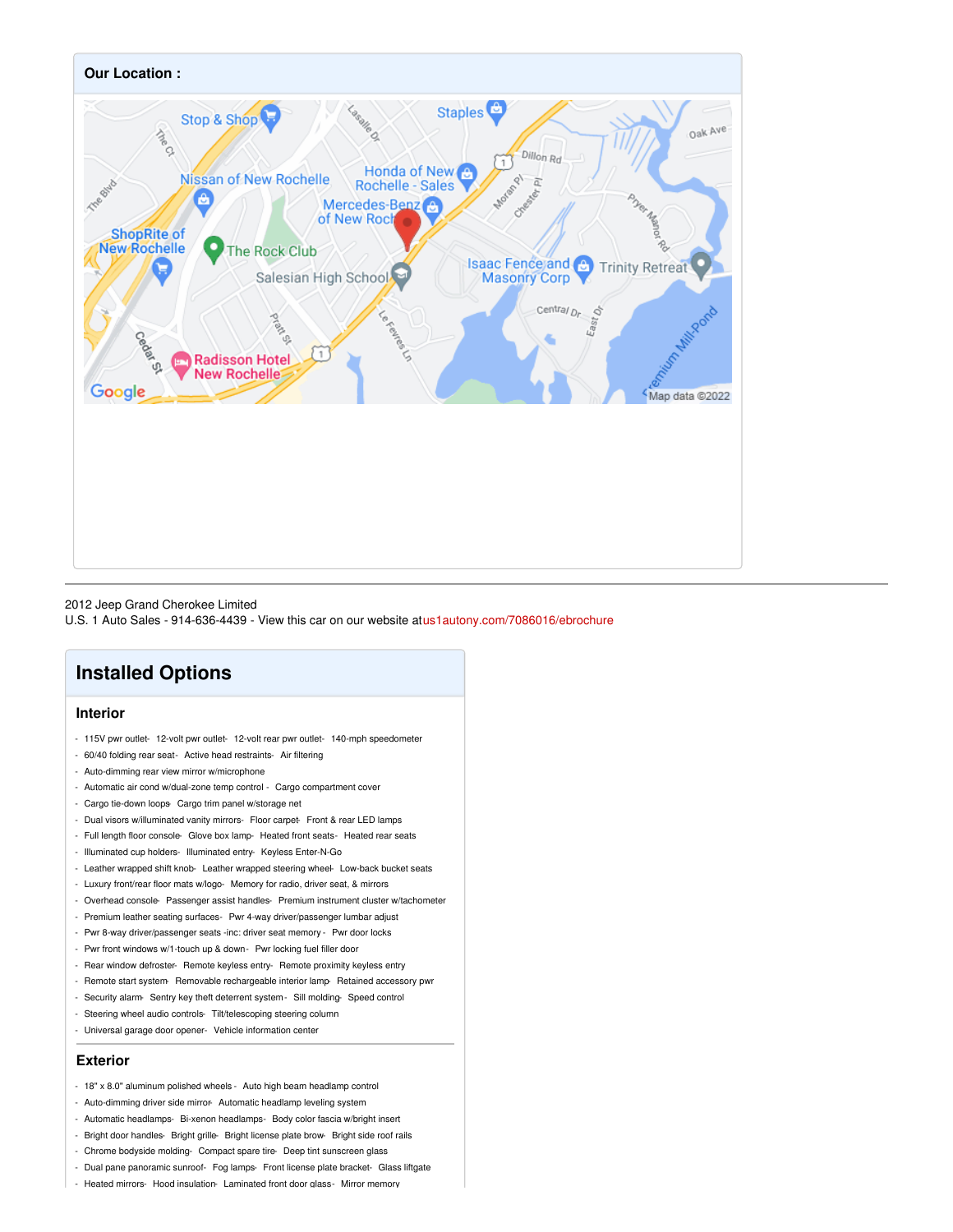## Our Location :

---

2012 Jeep Grand Cherokee Limited
U.S. 1 Auto Sales - 914-636-4439 - View this car on our website atus1autony.com/7086016/ebrochure

# Installed Options

## Interior

- 115V pwr outlet- 12-volt pwr outlet- 12-volt rear pwr outlet- 140-mph speedometer
- 60/40 folding rear seat- Active head restraints- Air filtering
- Auto-dimming rear view mirror w/microphone
- Automatic air cond w/dual-zone temp control - Cargo compartment cover
- Cargo tie-down loops- Cargo trim panel w/storage net
- Dual visors w/illuminated vanity mirrors- Floor carpet- Front & rear LED lamps
- Full length floor console- Glove box lamp- Heated front seats- Heated rear seats
- Illuminated cup holders- Illuminated entry- Keyless Enter-N-Go
- Leather wrapped shift knob- Leather wrapped steering wheel- Low-back bucket seats
- Luxury front/rear floor mats w/logo- Memory for radio, driver seat, & mirrors
- Overhead console- Passenger assist handles- Premium instrument cluster w/tachometer
- Premium leather seating surfaces- Pwr 4-way driver/passenger lumbar adjust
- Pwr 8-way driver/passenger seats -inc: driver seat memory - Pwr door locks
- Pwr front windows w/1-touch up & down- Pwr locking fuel filler door
- Rear window defroster- Remote keyless entry- Remote proximity keyless entry
- Remote start system- Removable rechargeable interior lamp- Retained accessory pwr
- Security alarm- Sentry key theft deterrent system- Sill molding- Speed control
- Steering wheel audio controls- Tilt/telescoping steering column
- Universal garage door opener- Vehicle information center

## Exterior

- 18" x 8.0" aluminum polished wheels - Auto high beam headlamp control
- Auto-dimming driver side mirror- Automatic headlamp leveling system
- Automatic headlamps- Bi-xenon headlamps- Body color fascia w/bright insert
- Bright door handles- Bright grille- Bright license plate brow- Bright side roof rails
- Chrome bodyside molding- Compact spare tire- Deep tint sunscreen glass
- Dual pane panoramic sunroof- Fog lamps- Front license plate bracket- Glass liftgate
- Heated mirrors- Hood insulation- Laminated front door glass- Mirror memory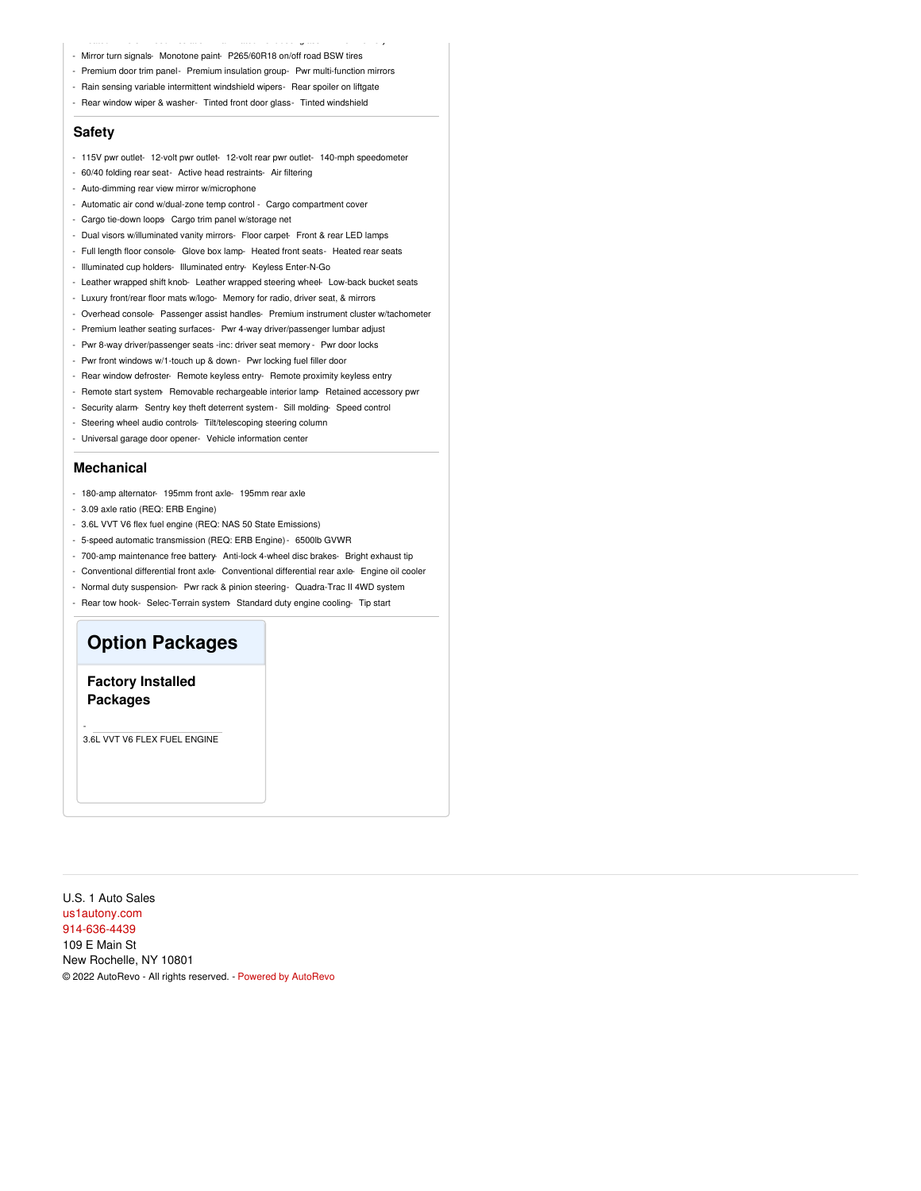- Mirror turn signals- Monotone paint- P265/60R18 on/off road BSW tires
- Premium door trim panel- Premium insulation group- Pwr multi-function mirrors
- Rain sensing variable intermittent windshield wipers- Rear spoiler on liftgate
- Rear window wiper & washer- Tinted front door glass- Tinted windshield

## Safety

- 115V pwr outlet- 12-volt pwr outlet- 12-volt rear pwr outlet- 140-mph speedometer
- 60/40 folding rear seat- Active head restraints- Air filtering
- Auto-dimming rear view mirror w/microphone
- Automatic air cond w/dual-zone temp control - Cargo compartment cover
- Cargo tie-down loops- Cargo trim panel w/storage net
- Dual visors w/illuminated vanity mirrors- Floor carpet- Front & rear LED lamps
- Full length floor console- Glove box lamp- Heated front seats- Heated rear seats
- Illuminated cup holders- Illuminated entry- Keyless Enter-N-Go
- Leather wrapped shift knob- Leather wrapped steering wheel- Low-back bucket seats
- Luxury front/rear floor mats w/logo- Memory for radio, driver seat, & mirrors
- Overhead console- Passenger assist handles- Premium instrument cluster w/tachometer
- Premium leather seating surfaces- Pwr 4-way driver/passenger lumbar adjust
- Pwr 8-way driver/passenger seats -inc: driver seat memory - Pwr door locks
- Pwr front windows w/1-touch up & down- Pwr locking fuel filler door
- Rear window defroster- Remote keyless entry- Remote proximity keyless entry
- Remote start system- Removable rechargeable interior lamp- Retained accessory pwr
- Security alarm- Sentry key theft deterrent system - Sill molding- Speed control
- Steering wheel audio controls- Tilt/telescoping steering column
- Universal garage door opener- Vehicle information center

## Mechanical

- 180-amp alternator- 195mm front axle- 195mm rear axle
- 3.09 axle ratio (REQ: ERB Engine)
- 3.6L VVT V6 flex fuel engine (REQ: NAS 50 State Emissions)
- 5-speed automatic transmission (REQ: ERB Engine) - 6500lb GVWR
- 700-amp maintenance free battery- Anti-lock 4-wheel disc brakes- Bright exhaust tip
- Conventional differential front axle- Conventional differential rear axle- Engine oil cooler
- Normal duty suspension- Pwr rack & pinion steering- Quadra-Trac II 4WD system
- Rear tow hook- Selec-Terrain system- Standard duty engine cooling- Tip start

# Option Packages

### Factory Installed Packages

- 3.6L VVT V6 FLEX FUEL ENGINE

U.S. 1 Auto Sales
us1autony.com
914-636-4439
109 E Main St
New Rochelle, NY 10801
© 2022 AutoRevo - All rights reserved. - Powered by AutoRevo